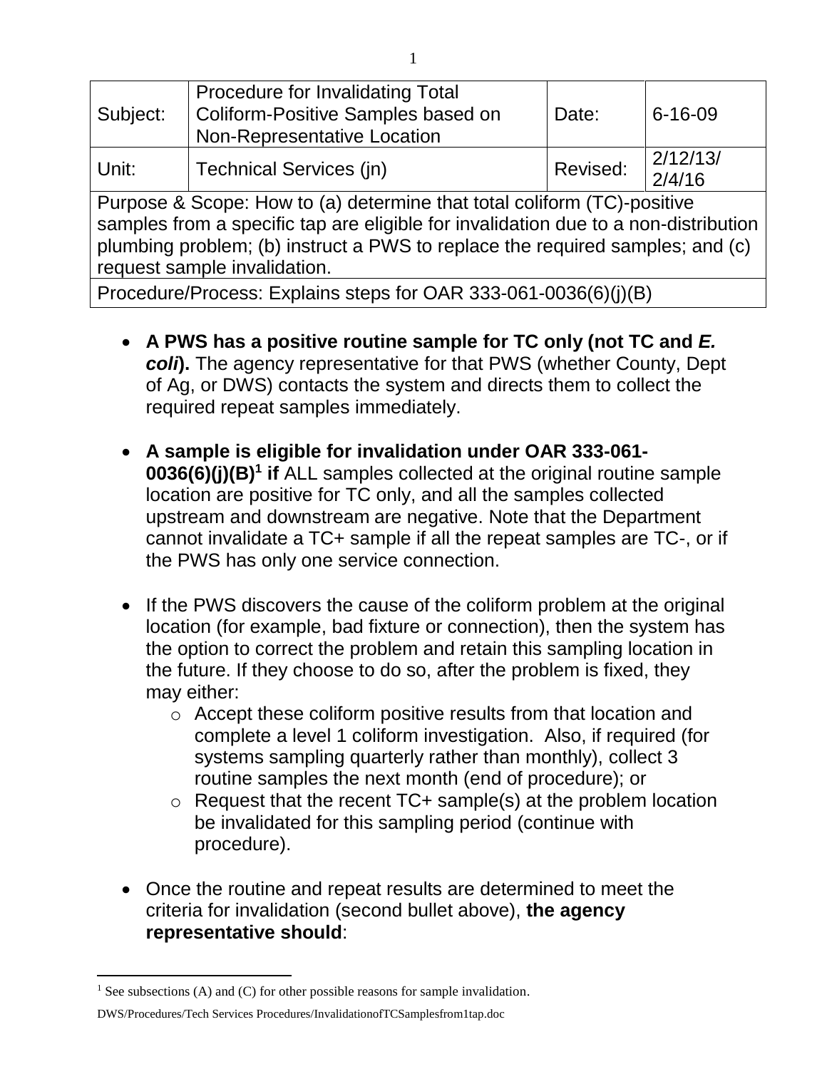| Subject: | Procedure for Invalidating Total Coliform-Positive Samples based on Non-Representative Location | Date: | 6-16-09 |
| --- | --- | --- | --- |
| Unit: | Technical Services (jn) | Revised: | 2/12/13/ 2/4/16 |
| Purpose & Scope: How to (a) determine that total coliform (TC)-positive samples from a specific tap are eligible for invalidation due to a non-distribution plumbing problem; (b) instruct a PWS to replace the required samples; and (c) request sample invalidation. | | | |
| Procedure/Process: Explains steps for OAR 333-061-0036(6)(j)(B) | | | |

- **A PWS has a positive routine sample for TC only (not TC and *E. coli*).** The agency representative for that PWS (whether County, Dept of Ag, or DWS) contacts the system and directs them to collect the required repeat samples immediately.

- **A sample is eligible for invalidation under OAR 333-061-0036(6)(j)(B)[1] if** ALL samples collected at the original routine sample location are positive for TC only, and all the samples collected upstream and downstream are negative. Note that the Department cannot invalidate a TC+ sample if all the repeat samples are TC-, or if the PWS has only one service connection.

- If the PWS discovers the cause of the coliform problem at the original location (for example, bad fixture or connection), then the system has the option to correct the problem and retain this sampling location in the future. If they choose to do so, after the problem is fixed, they may either:
  - Accept these coliform positive results from that location and complete a level 1 coliform investigation. Also, if required (for systems sampling quarterly rather than monthly), collect 3 routine samples the next month (end of procedure); or
  - Request that the recent TC+ sample(s) at the problem location be invalidated for this sampling period (continue with procedure).

- Once the routine and repeat results are determined to meet the criteria for invalidation (second bullet above), **the agency representative should**:

[1] See subsections (A) and (C) for other possible reasons for sample invalidation.

DWS/Procedures/Tech Services Procedures/InvalidationofTCSamplesfrom1tap.doc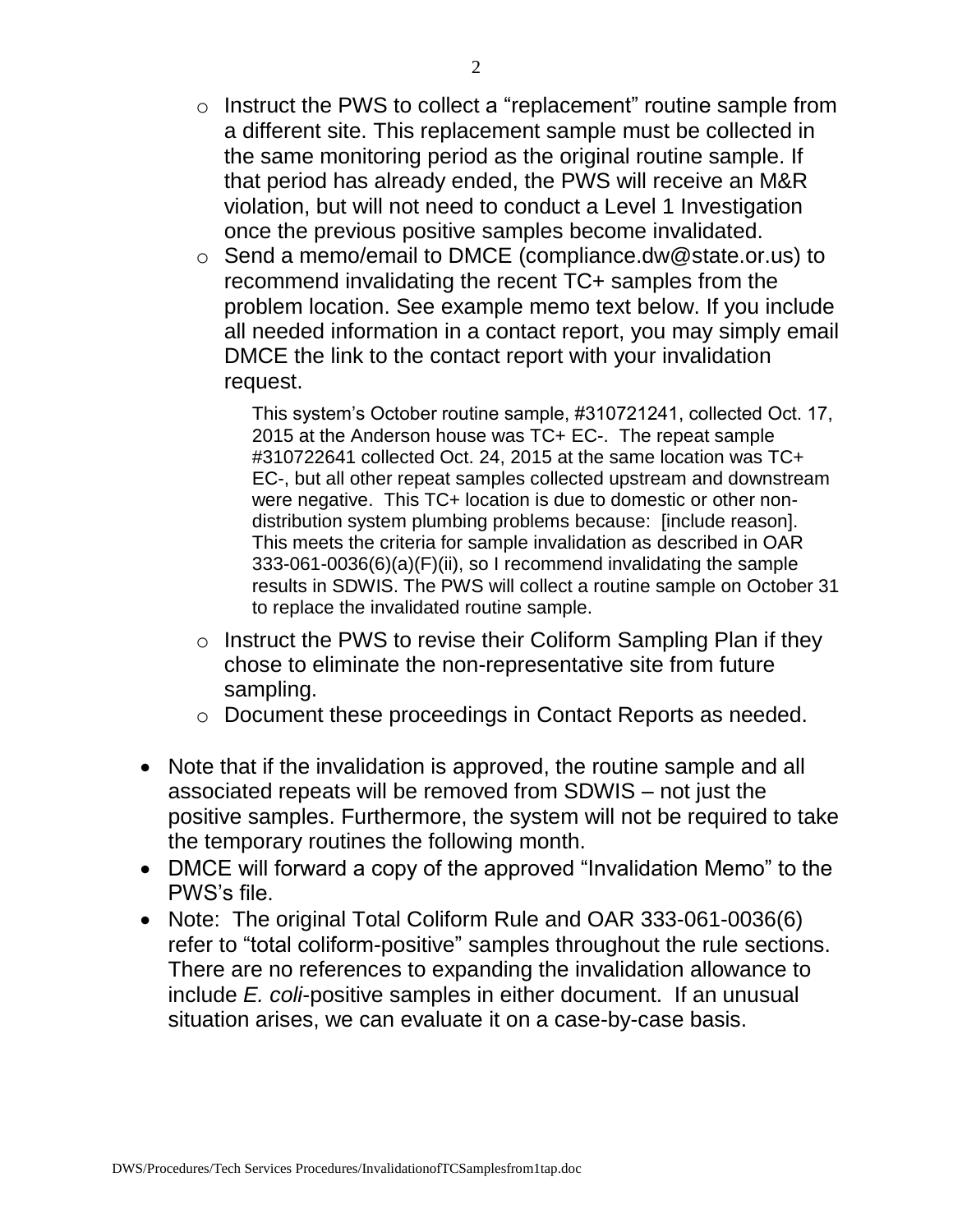- Instruct the PWS to collect a "replacement" routine sample from a different site. This replacement sample must be collected in the same monitoring period as the original routine sample. If that period has already ended, the PWS will receive an M&R violation, but will not need to conduct a Level 1 Investigation once the previous positive samples become invalidated.
- Send a memo/email to DMCE (compliance.dw@state.or.us) to recommend invalidating the recent TC+ samples from the problem location. See example memo text below. If you include all needed information in a contact report, you may simply email DMCE the link to the contact report with your invalidation request.

  > This system's October routine sample, #310721241, collected Oct. 17, 2015 at the Anderson house was TC+ EC-. The repeat sample #310722641 collected Oct. 24, 2015 at the same location was TC+ EC-, but all other repeat samples collected upstream and downstream were negative. This TC+ location is due to domestic or other non-distribution system plumbing problems because: [include reason]. This meets the criteria for sample invalidation as described in OAR 333-061-0036(6)(a)(F)(ii), so I recommend invalidating the sample results in SDWIS. The PWS will collect a routine sample on October 31 to replace the invalidated routine sample.

- Instruct the PWS to revise their Coliform Sampling Plan if they chose to eliminate the non-representative site from future sampling.
- Document these proceedings in Contact Reports as needed.

- Note that if the invalidation is approved, the routine sample and all associated repeats will be removed from SDWIS – not just the positive samples. Furthermore, the system will not be required to take the temporary routines the following month.
- DMCE will forward a copy of the approved "Invalidation Memo" to the PWS's file.
- Note: The original Total Coliform Rule and OAR 333-061-0036(6) refer to "total coliform-positive" samples throughout the rule sections. There are no references to expanding the invalidation allowance to include *E. coli*-positive samples in either document. If an unusual situation arises, we can evaluate it on a case-by-case basis.